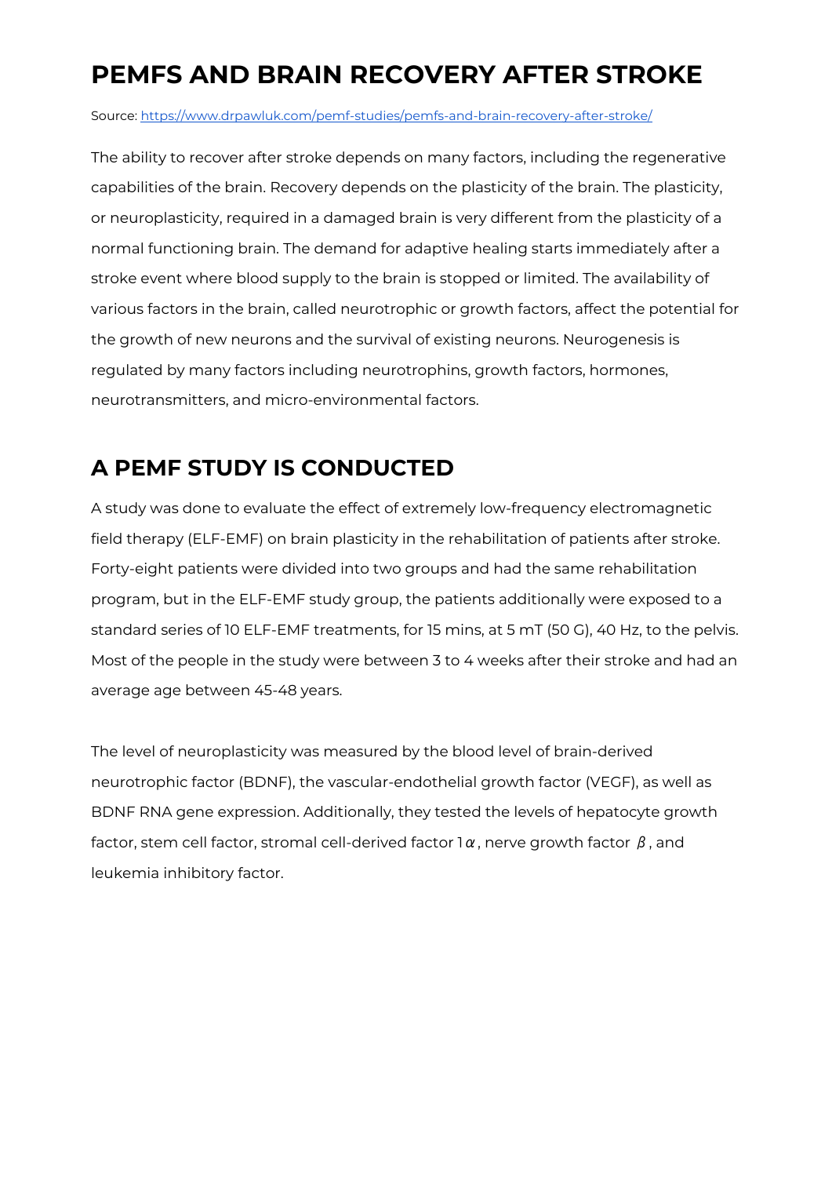# PEMFS AND BRAIN RECOVERY AFTER STROKE

Source: [https://www.drpawluk.com/pemf-studies/pemfs-and-brain-recovery-after-stroke/](https://www.drpawluk.com/pemf-studies/pemfs-and-brain-recovery-after-stroke/)

The ability to recover after stroke depends on many factors, including the regenerative capabilities of the brain. Recovery depends on the plasticity of the brain. The plasticity, or neuroplasticity, required in a damaged brain is very different from the plasticity of a normal functioning brain. The demand for adaptive healing starts immediately after a stroke event where blood supply to the brain is stopped or limited. The availability of various factors in the brain, called neurotrophic or growth factors, affect the potential for the growth of new neurons and the survival of existing neurons. Neurogenesis is regulated by many factors including neurotrophins, growth factors, hormones, neurotransmitters, and micro-environmental factors.

## A PEMF STUDY IS CONDUCTED

A study was done to evaluate the effect of extremely low-frequency electromagnetic field therapy (ELF-EMF) on brain plasticity in the rehabilitation of patients after stroke. Forty-eight patients were divided into two groups and had the same rehabilitation program, but in the ELF-EMF study group, the patients additionally were exposed to a standard series of 10 ELF-EMF treatments, for 15 mins, at 5 mT (50 G), 40 Hz, to the pelvis. Most of the people in the study were between 3 to 4 weeks after their stroke and had an average age between 45-48 years.

The level of neuroplasticity was measured by the blood level of brain-derived neurotrophic factor (BDNF), the vascular-endothelial growth factor (VEGF), as well as BDNF RNA gene expression. Additionally, they tested the levels of hepatocyte growth factor, stem cell factor, stromal cell-derived factor 1$\alpha$, nerve growth factor $\beta$, and leukemia inhibitory factor.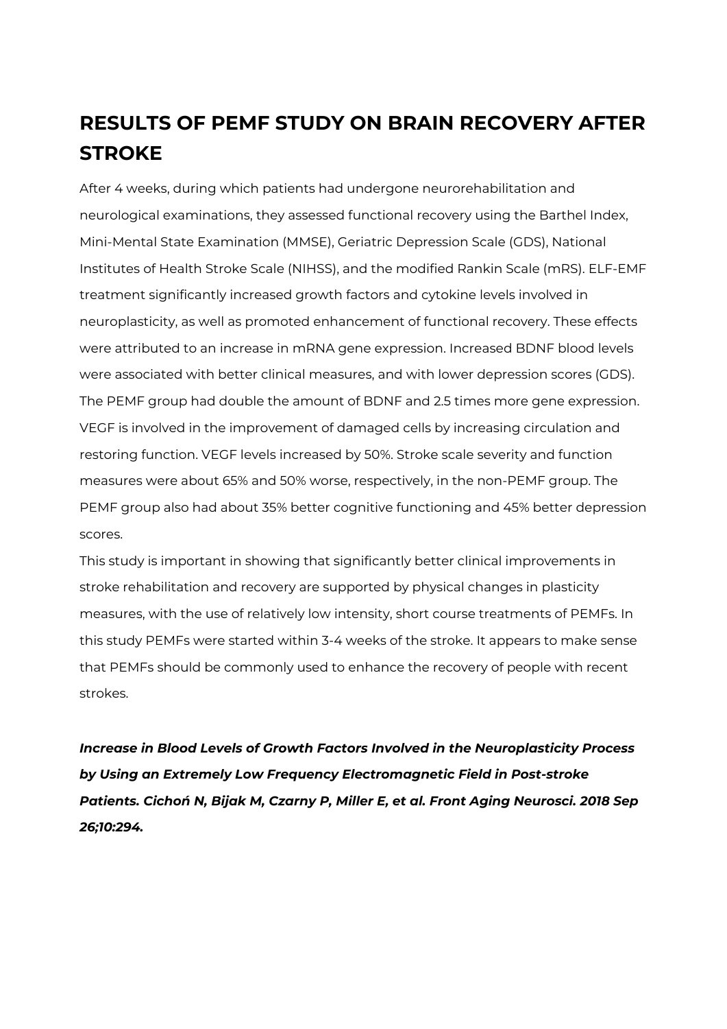## RESULTS OF PEMF STUDY ON BRAIN RECOVERY AFTER STROKE

After 4 weeks, during which patients had undergone neurorehabilitation and neurological examinations, they assessed functional recovery using the Barthel Index, Mini-Mental State Examination (MMSE), Geriatric Depression Scale (GDS), National Institutes of Health Stroke Scale (NIHSS), and the modified Rankin Scale (mRS). ELF-EMF treatment significantly increased growth factors and cytokine levels involved in neuroplasticity, as well as promoted enhancement of functional recovery. These effects were attributed to an increase in mRNA gene expression. Increased BDNF blood levels were associated with better clinical measures, and with lower depression scores (GDS). The PEMF group had double the amount of BDNF and 2.5 times more gene expression. VEGF is involved in the improvement of damaged cells by increasing circulation and restoring function. VEGF levels increased by 50%. Stroke scale severity and function measures were about 65% and 50% worse, respectively, in the non-PEMF group. The PEMF group also had about 35% better cognitive functioning and 45% better depression scores.

This study is important in showing that significantly better clinical improvements in stroke rehabilitation and recovery are supported by physical changes in plasticity measures, with the use of relatively low intensity, short course treatments of PEMFs. In this study PEMFs were started within 3-4 weeks of the stroke. It appears to make sense that PEMFs should be commonly used to enhance the recovery of people with recent strokes.

***Increase in Blood Levels of Growth Factors Involved in the Neuroplasticity Process by Using an Extremely Low Frequency Electromagnetic Field in Post-stroke Patients. Cichoń N, Bijak M, Czarny P, Miller E, et al. Front Aging Neurosci. 2018 Sep 26;10:294.***